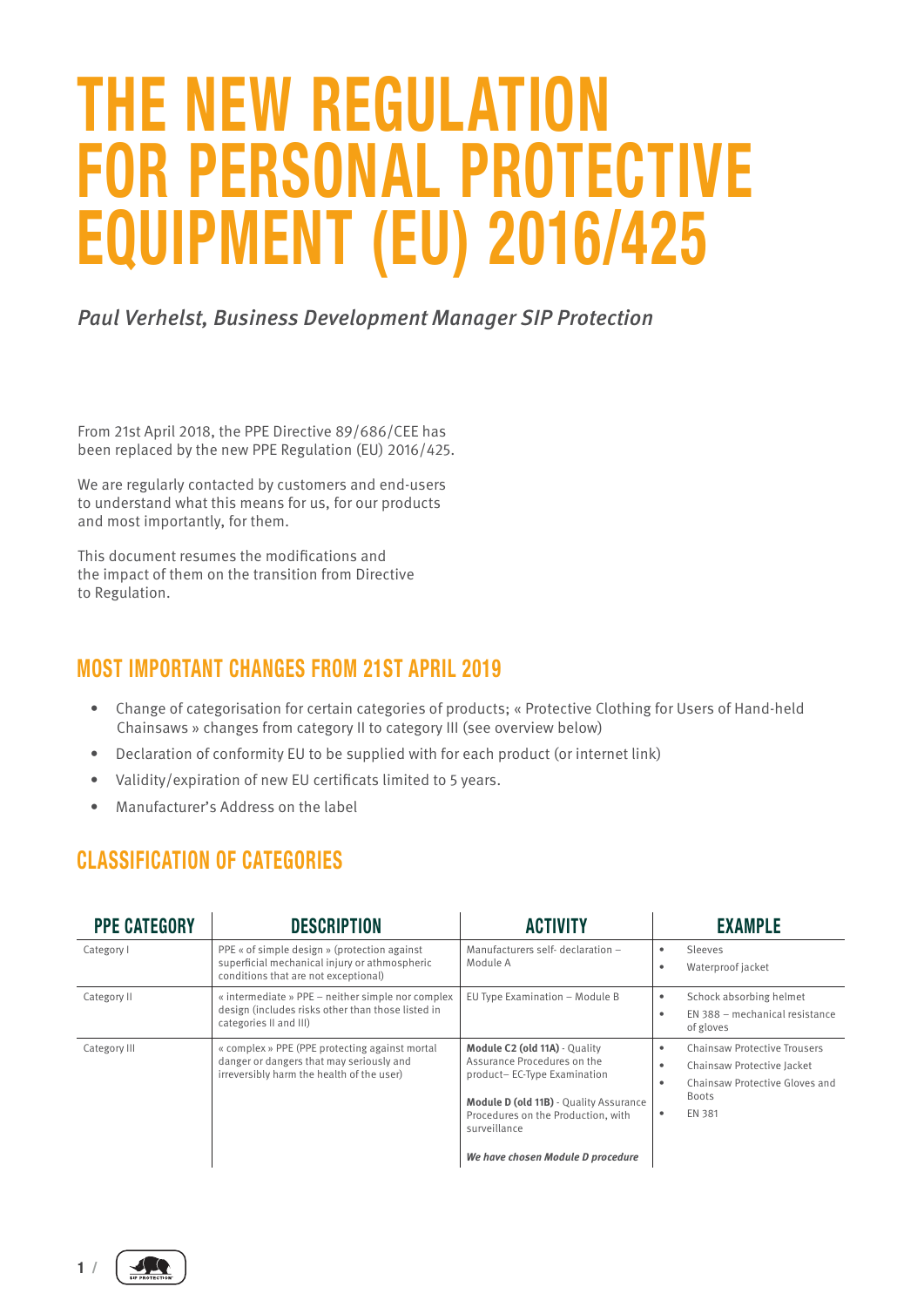# THE NEW REGULATION FOR PERSONAL PROTECTIVE EQUIPMENT (EU) 2016/425

*Paul Verhelst, Business Development Manager SIP Protection*

From 21st April 2018, the PPE Directive 89/686/CEE has been replaced by the new PPE Regulation (EU) 2016/425.

We are regularly contacted by customers and end-users to understand what this means for us, for our products and most importantly, for them.

This document resumes the modifications and the impact of them on the transition from Directive to Regulation.

## MOST IMPORTANT CHANGES FROM 21ST APRIL 2019

- Change of categorisation for certain categories of products; « Protective Clothing for Users of Hand-held Chainsaws » changes from category II to category III (see overview below)
- Declaration of conformity EU to be supplied with for each product (or internet link)
- Validity/expiration of new EU certificats limited to 5 years.
- Manufacturer's Address on the label

## CLASSIFICATION OF CATEGORIES

| PPE CATEGORY | DESCRIPTION | ACTIVITY | EXAMPLE |
|---|---|---|---|
| Category I | PPE « of simple design » (protection against superficial mechanical injury or athmospheric conditions that are not exceptional) | Manufacturers self- declaration – Module A | • Sleeves<br>• Waterproof jacket |
| Category II | « intermediate » PPE – neither simple nor complex design (includes risks other than those listed in categories II and III) | EU Type Examination – Module B | • Schock absorbing helmet<br>• EN 388 – mechanical resistance of gloves |
| Category III | « complex » PPE (PPE protecting against mortal danger or dangers that may seriously and irreversibly harm the health of the user) | **Module C2 (old 11A)** - Quality Assurance Procedures on the product– EC-Type Examination<br><br>**Module D (old 11B)** - Quality Assurance Procedures on the Production, with surveillance<br><br>***We have chosen Module D procedure*** | • Chainsaw Protective Trousers<br>• Chainsaw Protective Jacket<br>• Chainsaw Protective Gloves and Boots<br>• EN 381 |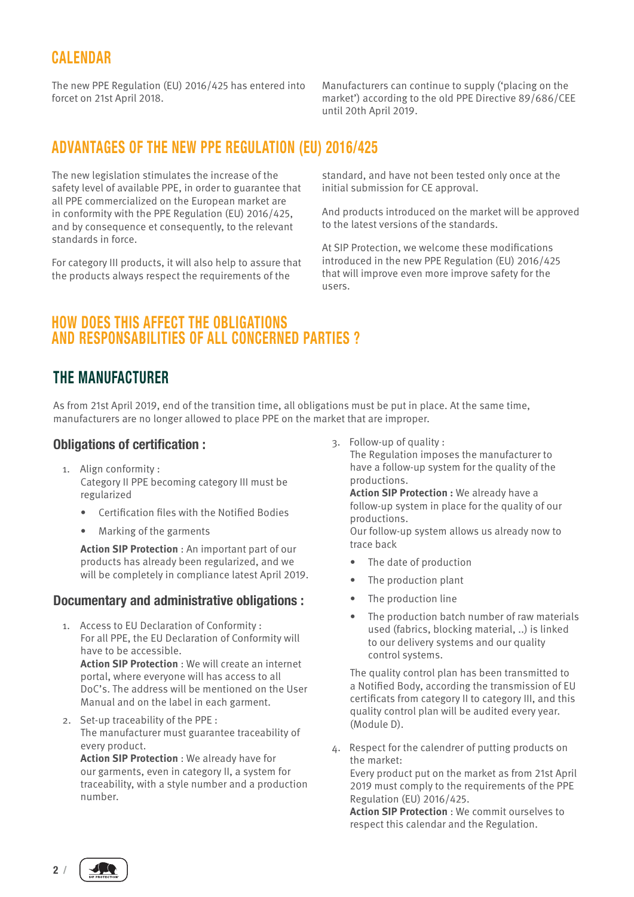## CALENDAR

The new PPE Regulation (EU) 2016/425 has entered into forcet on 21st April 2018.

Manufacturers can continue to supply ('placing on the market') according to the old PPE Directive 89/686/CEE until 20th April 2019.

## ADVANTAGES OF THE NEW PPE REGULATION (EU) 2016/425

The new legislation stimulates the increase of the safety level of available PPE, in order to guarantee that all PPE commercialized on the European market are in conformity with the PPE Regulation (EU) 2016/425, and by consequence et consequently, to the relevant standards in force.

For category III products, it will also help to assure that the products always respect the requirements of the standard, and have not been tested only once at the initial submission for CE approval.

And products introduced on the market will be approved to the latest versions of the standards.

At SIP Protection, we welcome these modifications introduced in the new PPE Regulation (EU) 2016/425 that will improve even more improve safety for the users.

## HOW DOES THIS AFFECT THE OBLIGATIONS AND RESPONSABILITIES OF ALL CONCERNED PARTIES ?

## THE MANUFACTURER

As from 21st April 2019, end of the transition time, all obligations must be put in place. At the same time, manufacturers are no longer allowed to place PPE on the market that are improper.

### Obligations of certification :

1. Align conformity :
   Category II PPE becoming category III must be regularized
   - Certification files with the Notified Bodies
   - Marking of the garments

   **Action SIP Protection** : An important part of our products has already been regularized, and we will be completely in compliance latest April 2019.

### Documentary and administrative obligations :

1. Access to EU Declaration of Conformity :
   For all PPE, the EU Declaration of Conformity will have to be accessible.
   **Action SIP Protection** : We will create an internet portal, where everyone will has access to all DoC's. The address will be mentioned on the User Manual and on the label in each garment.
2. Set-up traceability of the PPE :
   The manufacturer must guarantee traceability of every product.
   **Action SIP Protection** : We already have for our garments, even in category II, a system for traceability, with a style number and a production number.
3. Follow-up of quality :
   The Regulation imposes the manufacturer to have a follow-up system for the quality of the productions.
   **Action SIP Protection :** We already have a follow-up system in place for the quality of our productions.
   Our follow-up system allows us already now to trace back
   - The date of production
   - The production plant
   - The production line
   - The production batch number of raw materials used (fabrics, blocking material, ..) is linked to our delivery systems and our quality control systems.

   The quality control plan has been transmitted to a Notified Body, according the transmission of EU certificats from category II to category III, and this quality control plan will be audited every year. (Module D).
4. Respect for the calendrer of putting products on the market:
   Every product put on the market as from 21st April 2019 must comply to the requirements of the PPE Regulation (EU) 2016/425.
   **Action SIP Protection** : We commit ourselves to respect this calendar and the Regulation.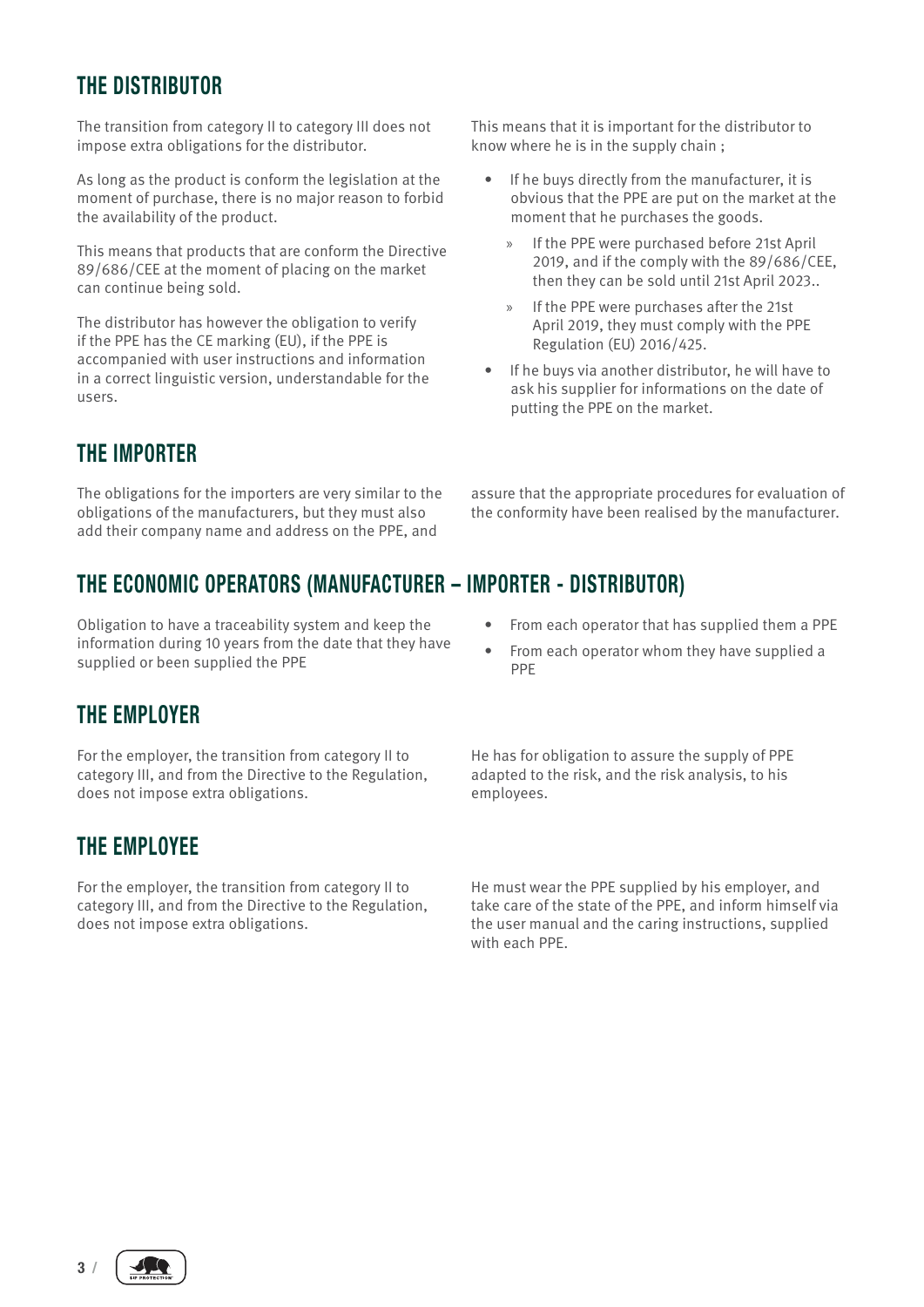## THE DISTRIBUTOR

The transition from category II to category III does not impose extra obligations for the distributor.

As long as the product is conform the legislation at the moment of purchase, there is no major reason to forbid the availability of the product.

This means that products that are conform the Directive 89/686/CEE at the moment of placing on the market can continue being sold.

The distributor has however the obligation to verify if the PPE has the CE marking (EU), if the PPE is accompanied with user instructions and information in a correct linguistic version, understandable for the users.

This means that it is important for the distributor to know where he is in the supply chain ;

- If he buys directly from the manufacturer, it is obvious that the PPE are put on the market at the moment that he purchases the goods.
  - If the PPE were purchased before 21st April 2019, and if the comply with the 89/686/CEE, then they can be sold until 21st April 2023..
  - If the PPE were purchases after the 21st April 2019, they must comply with the PPE Regulation (EU) 2016/425.
- If he buys via another distributor, he will have to ask his supplier for informations on the date of putting the PPE on the market.

## THE IMPORTER

The obligations for the importers are very similar to the obligations of the manufacturers, but they must also add their company name and address on the PPE, and assure that the appropriate procedures for evaluation of the conformity have been realised by the manufacturer.

## THE ECONOMIC OPERATORS (MANUFACTURER – IMPORTER - DISTRIBUTOR)

Obligation to have a traceability system and keep the information during 10 years from the date that they have supplied or been supplied the PPE

- From each operator that has supplied them a PPE
- From each operator whom they have supplied a PPE

## THE EMPLOYER

For the employer, the transition from category II to category III, and from the Directive to the Regulation, does not impose extra obligations.

He has for obligation to assure the supply of PPE adapted to the risk, and the risk analysis, to his employees.

## THE EMPLOYEE

For the employer, the transition from category II to category III, and from the Directive to the Regulation, does not impose extra obligations.

He must wear the PPE supplied by his employer, and take care of the state of the PPE, and inform himself via the user manual and the caring instructions, supplied with each PPE.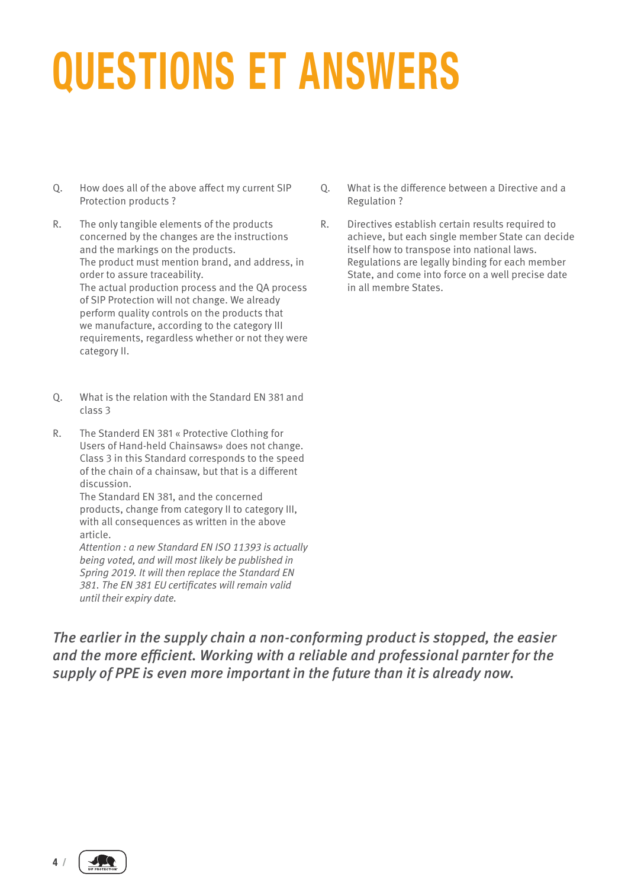# QUESTIONS ET ANSWERS

Q. How does all of the above affect my current SIP Protection products ?

R. The only tangible elements of the products concerned by the changes are the instructions and the markings on the products.
The product must mention brand, and address, in order to assure traceability.
The actual production process and the QA process of SIP Protection will not change. We already perform quality controls on the products that we manufacture, according to the category III requirements, regardless whether or not they were category II.

Q. What is the relation with the Standard EN 381 and class 3

R. The Standerd EN 381 « Protective Clothing for Users of Hand-held Chainsaws» does not change. Class 3 in this Standard corresponds to the speed of the chain of a chainsaw, but that is a different discussion.
The Standard EN 381, and the concerned products, change from category II to category III, with all consequences as written in the above article.
*Attention : a new Standard EN ISO 11393 is actually being voted, and will most likely be published in Spring 2019. It will then replace the Standard EN 381. The EN 381 EU certificates will remain valid until their expiry date.*

Q. What is the difference between a Directive and a Regulation ?

R. Directives establish certain results required to achieve, but each single member State can decide itself how to transpose into national laws.
Regulations are legally binding for each member State, and come into force on a well precise date in all membre States.

*The earlier in the supply chain a non-conforming product is stopped, the easier and the more efficient. Working with a reliable and professional parnter for the supply of PPE is even more important in the future than it is already now.*